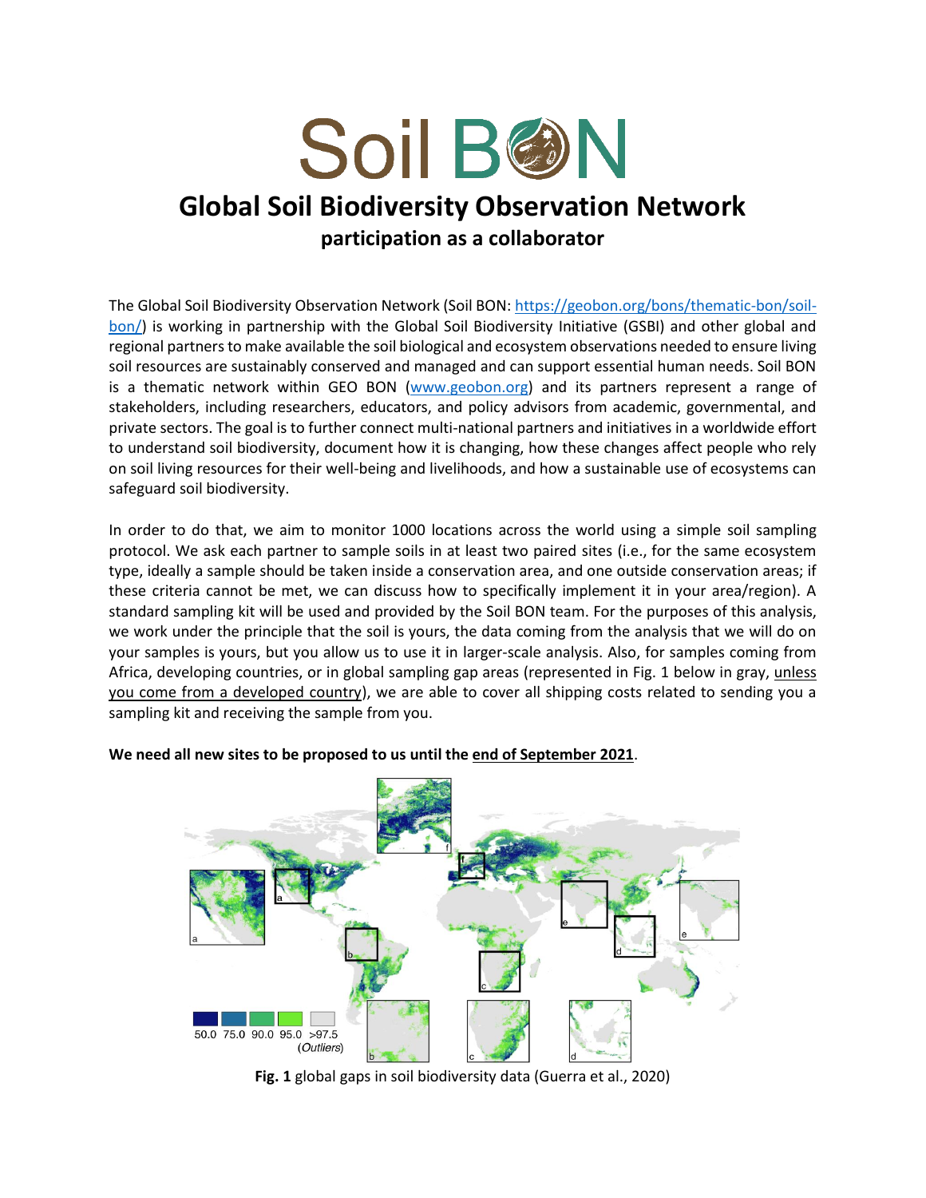# Soil BON

## Global Soil Biodiversity Observation Network

### participation as a collaborator

The Global Soil Biodiversity Observation Network (Soil BON: https://geobon.org/bons/thematic-bon/soil-bon/) is working in partnership with the Global Soil Biodiversity Initiative (GSBI) and other global and regional partners to make available the soil biological and ecosystem observations needed to ensure living soil resources are sustainably conserved and managed and can support essential human needs. Soil BON is a thematic network within GEO BON (www.geobon.org) and its partners represent a range of stakeholders, including researchers, educators, and policy advisors from academic, governmental, and private sectors. The goal is to further connect multi-national partners and initiatives in a worldwide effort to understand soil biodiversity, document how it is changing, how these changes affect people who rely on soil living resources for their well-being and livelihoods, and how a sustainable use of ecosystems can safeguard soil biodiversity.

In order to do that, we aim to monitor 1000 locations across the world using a simple soil sampling protocol. We ask each partner to sample soils in at least two paired sites (i.e., for the same ecosystem type, ideally a sample should be taken inside a conservation area, and one outside conservation areas; if these criteria cannot be met, we can discuss how to specifically implement it in your area/region). A standard sampling kit will be used and provided by the Soil BON team. For the purposes of this analysis, we work under the principle that the soil is yours, the data coming from the analysis that we will do on your samples is yours, but you allow us to use it in larger-scale analysis. Also, for samples coming from Africa, developing countries, or in global sampling gap areas (represented in Fig. 1 below in gray, unless you come from a developed country), we are able to cover all shipping costs related to sending you a sampling kit and receiving the sample from you.

**We need all new sites to be proposed to us until the end of September 2021**.

**Fig. 1** global gaps in soil biodiversity data (Guerra et al., 2020)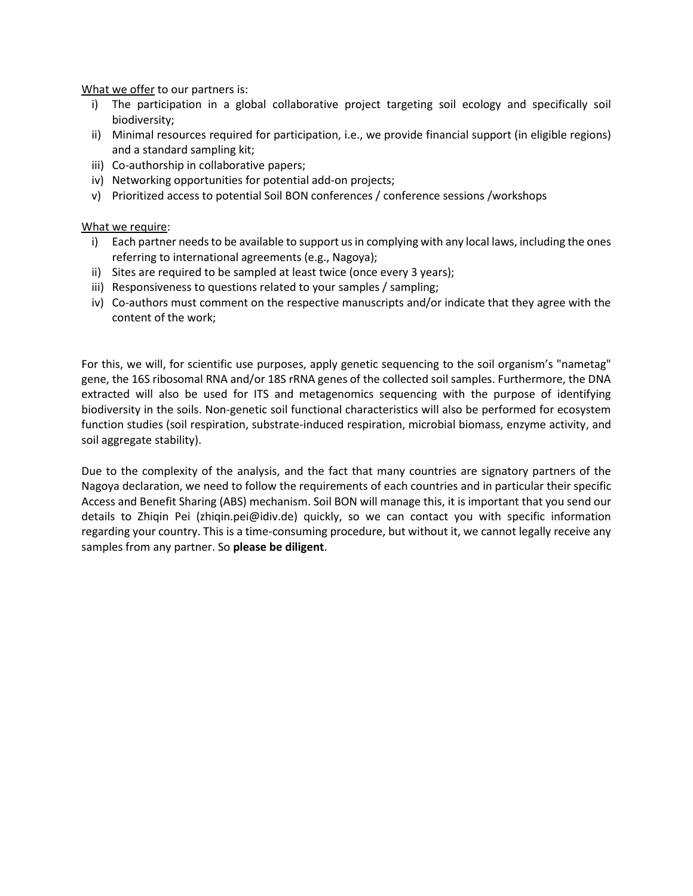What we offer to our partners is:

i) The participation in a global collaborative project targeting soil ecology and specifically soil biodiversity;
ii) Minimal resources required for participation, i.e., we provide financial support (in eligible regions) and a standard sampling kit;
iii) Co-authorship in collaborative papers;
iv) Networking opportunities for potential add-on projects;
v) Prioritized access to potential Soil BON conferences / conference sessions /workshops

What we require:

i) Each partner needs to be available to support us in complying with any local laws, including the ones referring to international agreements (e.g., Nagoya);
ii) Sites are required to be sampled at least twice (once every 3 years);
iii) Responsiveness to questions related to your samples / sampling;
iv) Co-authors must comment on the respective manuscripts and/or indicate that they agree with the content of the work;

For this, we will, for scientific use purposes, apply genetic sequencing to the soil organism's "nametag" gene, the 16S ribosomal RNA and/or 18S rRNA genes of the collected soil samples. Furthermore, the DNA extracted will also be used for ITS and metagenomics sequencing with the purpose of identifying biodiversity in the soils. Non-genetic soil functional characteristics will also be performed for ecosystem function studies (soil respiration, substrate-induced respiration, microbial biomass, enzyme activity, and soil aggregate stability).

Due to the complexity of the analysis, and the fact that many countries are signatory partners of the Nagoya declaration, we need to follow the requirements of each countries and in particular their specific Access and Benefit Sharing (ABS) mechanism. Soil BON will manage this, it is important that you send our details to Zhiqin Pei (zhiqin.pei@idiv.de) quickly, so we can contact you with specific information regarding your country. This is a time-consuming procedure, but without it, we cannot legally receive any samples from any partner. So **please be diligent**.